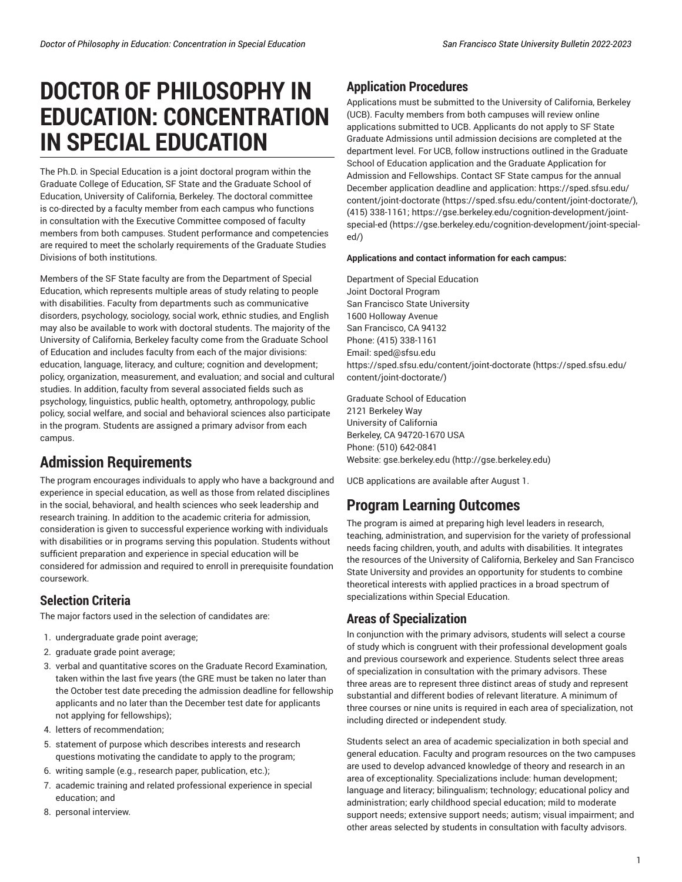# DOCTOR OF PHILOSOPHY IN EDUCATION: CONCENTRATION IN SPECIAL EDUCATION

The Ph.D. in Special Education is a joint doctoral program within the Graduate College of Education, SF State and the Graduate School of Education, University of California, Berkeley. The doctoral committee is co-directed by a faculty member from each campus who functions in consultation with the Executive Committee composed of faculty members from both campuses. Student performance and competencies are required to meet the scholarly requirements of the Graduate Studies Divisions of both institutions.

Members of the SF State faculty are from the Department of Special Education, which represents multiple areas of study relating to people with disabilities. Faculty from departments such as communicative disorders, psychology, sociology, social work, ethnic studies, and English may also be available to work with doctoral students. The majority of the University of California, Berkeley faculty come from the Graduate School of Education and includes faculty from each of the major divisions: education, language, literacy, and culture; cognition and development; policy, organization, measurement, and evaluation; and social and cultural studies. In addition, faculty from several associated fields such as psychology, linguistics, public health, optometry, anthropology, public policy, social welfare, and social and behavioral sciences also participate in the program. Students are assigned a primary advisor from each campus.

## Admission Requirements

The program encourages individuals to apply who have a background and experience in special education, as well as those from related disciplines in the social, behavioral, and health sciences who seek leadership and research training. In addition to the academic criteria for admission, consideration is given to successful experience working with individuals with disabilities or in programs serving this population. Students without sufficient preparation and experience in special education will be considered for admission and required to enroll in prerequisite foundation coursework.

### Selection Criteria

The major factors used in the selection of candidates are:

1. undergraduate grade point average;
2. graduate grade point average;
3. verbal and quantitative scores on the Graduate Record Examination, taken within the last five years (the GRE must be taken no later than the October test date preceding the admission deadline for fellowship applicants and no later than the December test date for applicants not applying for fellowships);
4. letters of recommendation;
5. statement of purpose which describes interests and research questions motivating the candidate to apply to the program;
6. writing sample (e.g., research paper, publication, etc.);
7. academic training and related professional experience in special education; and
8. personal interview.

### Application Procedures

Applications must be submitted to the University of California, Berkeley (UCB). Faculty members from both campuses will review online applications submitted to UCB. Applicants do not apply to SF State Graduate Admissions until admission decisions are completed at the department level. For UCB, follow instructions outlined in the Graduate School of Education application and the Graduate Application for Admission and Fellowships. Contact SF State campus for the annual December application deadline and application: https://sped.sfsu.edu/content/joint-doctorate (https://sped.sfsu.edu/content/joint-doctorate/), (415) 338-1161; https://gse.berkeley.edu/cognition-development/joint-special-ed (https://gse.berkeley.edu/cognition-development/joint-special-ed/)

**Applications and contact information for each campus:**

Department of Special Education
Joint Doctoral Program
San Francisco State University
1600 Holloway Avenue
San Francisco, CA 94132
Phone: (415) 338-1161
Email: sped@sfsu.edu
https://sped.sfsu.edu/content/joint-doctorate (https://sped.sfsu.edu/content/joint-doctorate/)

Graduate School of Education
2121 Berkeley Way
University of California
Berkeley, CA 94720-1670 USA
Phone: (510) 642-0841
Website: gse.berkeley.edu (http://gse.berkeley.edu)

UCB applications are available after August 1.

## Program Learning Outcomes

The program is aimed at preparing high level leaders in research, teaching, administration, and supervision for the variety of professional needs facing children, youth, and adults with disabilities. It integrates the resources of the University of California, Berkeley and San Francisco State University and provides an opportunity for students to combine theoretical interests with applied practices in a broad spectrum of specializations within Special Education.

### Areas of Specialization

In conjunction with the primary advisors, students will select a course of study which is congruent with their professional development goals and previous coursework and experience. Students select three areas of specialization in consultation with the primary advisors. These three areas are to represent three distinct areas of study and represent substantial and different bodies of relevant literature. A minimum of three courses or nine units is required in each area of specialization, not including directed or independent study.

Students select an area of academic specialization in both special and general education. Faculty and program resources on the two campuses are used to develop advanced knowledge of theory and research in an area of exceptionality. Specializations include: human development; language and literacy; bilingualism; technology; educational policy and administration; early childhood special education; mild to moderate support needs; extensive support needs; autism; visual impairment; and other areas selected by students in consultation with faculty advisors.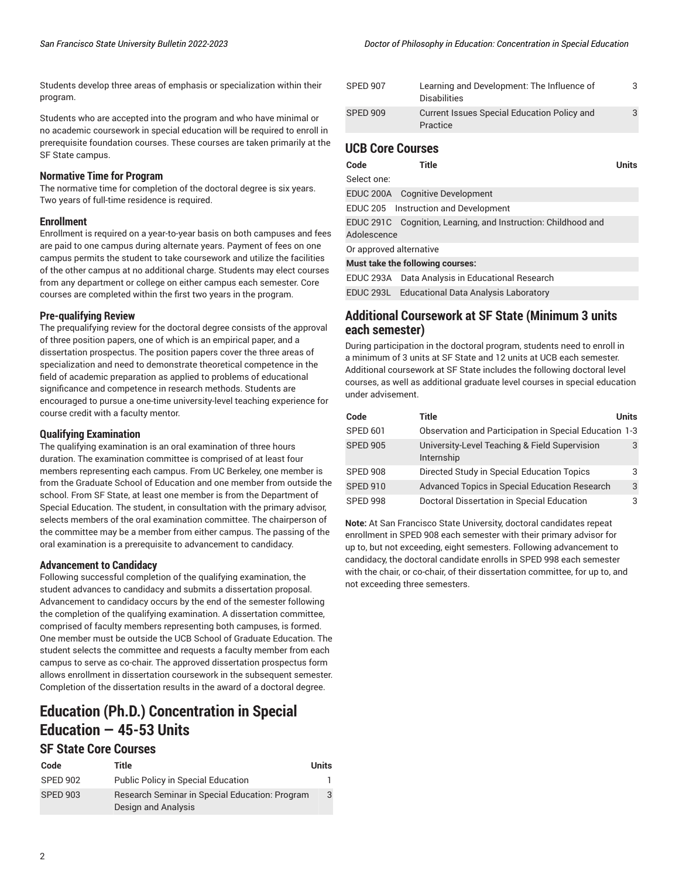Students develop three areas of emphasis or specialization within their program.

Students who are accepted into the program and who have minimal or no academic coursework in special education will be required to enroll in prerequisite foundation courses. These courses are taken primarily at the SF State campus.

#### Normative Time for Program

The normative time for completion of the doctoral degree is six years. Two years of full-time residence is required.

#### Enrollment

Enrollment is required on a year-to-year basis on both campuses and fees are paid to one campus during alternate years. Payment of fees on one campus permits the student to take coursework and utilize the facilities of the other campus at no additional charge. Students may elect courses from any department or college on either campus each semester. Core courses are completed within the first two years in the program.

#### Pre-qualifying Review

The prequalifying review for the doctoral degree consists of the approval of three position papers, one of which is an empirical paper, and a dissertation prospectus. The position papers cover the three areas of specialization and need to demonstrate theoretical competence in the field of academic preparation as applied to problems of educational significance and competence in research methods. Students are encouraged to pursue a one-time university-level teaching experience for course credit with a faculty mentor.

#### Qualifying Examination

The qualifying examination is an oral examination of three hours duration. The examination committee is comprised of at least four members representing each campus. From UC Berkeley, one member is from the Graduate School of Education and one member from outside the school. From SF State, at least one member is from the Department of Special Education. The student, in consultation with the primary advisor, selects members of the oral examination committee. The chairperson of the committee may be a member from either campus. The passing of the oral examination is a prerequisite to advancement to candidacy.

#### Advancement to Candidacy

Following successful completion of the qualifying examination, the student advances to candidacy and submits a dissertation proposal. Advancement to candidacy occurs by the end of the semester following the completion of the qualifying examination. A dissertation committee, comprised of faculty members representing both campuses, is formed. One member must be outside the UCB School of Graduate Education. The student selects the committee and requests a faculty member from each campus to serve as co-chair. The approved dissertation prospectus form allows enrollment in dissertation coursework in the subsequent semester. Completion of the dissertation results in the award of a doctoral degree.

## Education (Ph.D.) Concentration in Special Education — 45-53 Units

### SF State Core Courses

| Code | Title | Units |
|---|---|---|
| SPED 902 | Public Policy in Special Education | 1 |
| SPED 903 | Research Seminar in Special Education: Program Design and Analysis | 3 |
| SPED 907 | Learning and Development: The Influence of Disabilities | 3 |
| SPED 909 | Current Issues Special Education Policy and Practice | 3 |

### UCB Core Courses

| Code | Title | Units |
|---|---|---|
| Select one: | | |
| EDUC 200A | Cognitive Development | |
| EDUC 205 | Instruction and Development | |
| EDUC 291C | Cognition, Learning, and Instruction: Childhood and Adolescence | |
| Or approved alternative | | |
| **Must take the following courses:** | | |
| EDUC 293A | Data Analysis in Educational Research | |
| EDUC 293L | Educational Data Analysis Laboratory | |

### Additional Coursework at SF State (Minimum 3 units each semester)

During participation in the doctoral program, students need to enroll in a minimum of 3 units at SF State and 12 units at UCB each semester. Additional coursework at SF State includes the following doctoral level courses, as well as additional graduate level courses in special education under advisement.

| Code | Title | Units |
|---|---|---|
| SPED 601 | Observation and Participation in Special Education | 1-3 |
| SPED 905 | University-Level Teaching & Field Supervision Internship | 3 |
| SPED 908 | Directed Study in Special Education Topics | 3 |
| SPED 910 | Advanced Topics in Special Education Research | 3 |
| SPED 998 | Doctoral Dissertation in Special Education | 3 |

**Note:** At San Francisco State University, doctoral candidates repeat enrollment in SPED 908 each semester with their primary advisor for up to, but not exceeding, eight semesters. Following advancement to candidacy, the doctoral candidate enrolls in SPED 998 each semester with the chair, or co-chair, of their dissertation committee, for up to, and not exceeding three semesters.